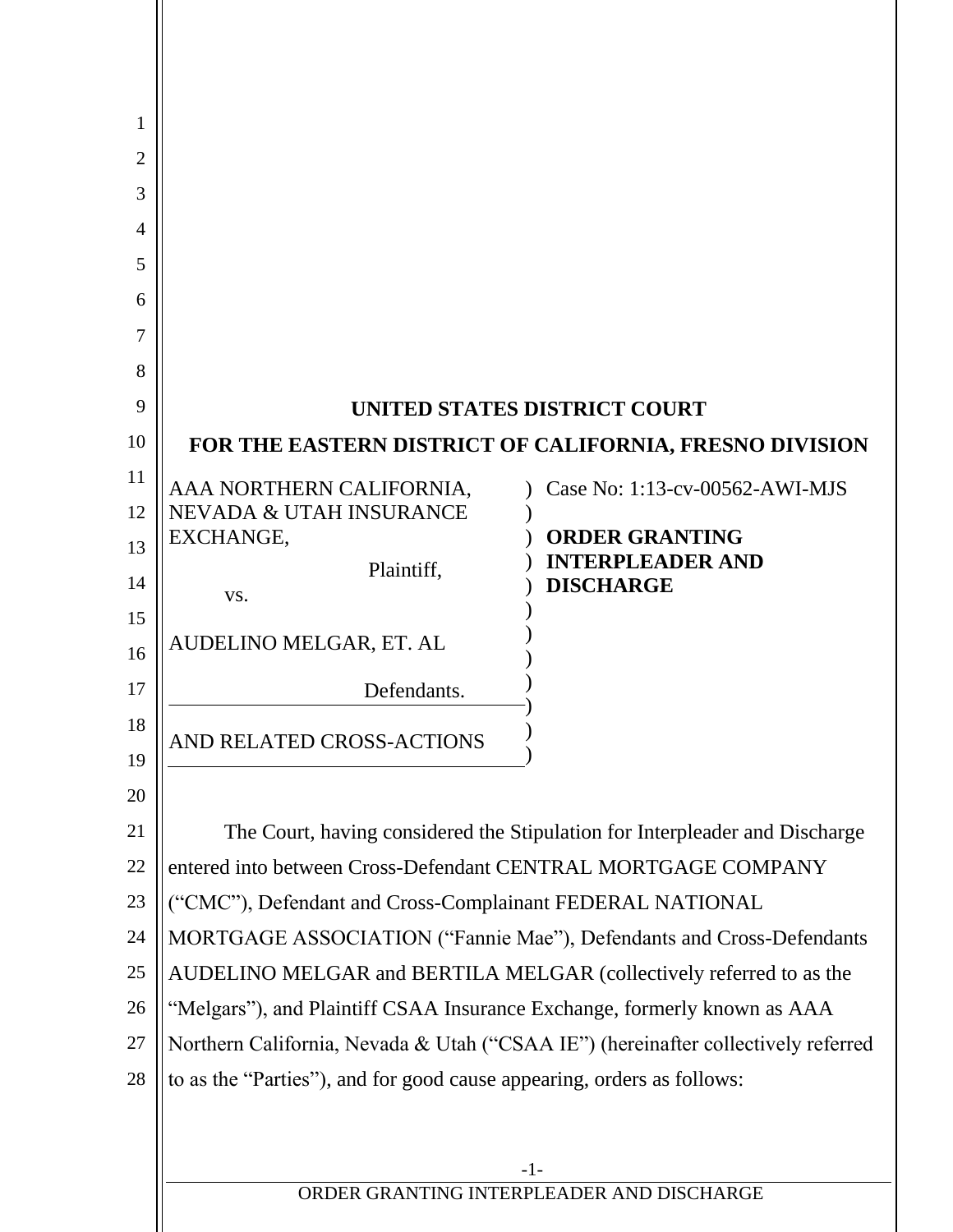**UNITED STATES DISTRICT COURT**

**FOR THE EASTERN DISTRICT OF CALIFORNIA, FRESNO DIVISION**

| | |
|---|---|
| AAA NORTHERN CALIFORNIA, NEVADA & UTAH INSURANCE EXCHANGE,<br><br>Plaintiff,<br><br>vs.<br><br>AUDELINO MELGAR, ET. AL<br><br>Defendants. | Case No: 1:13-cv-00562-AWI-MJS<br><br>**ORDER GRANTING INTERPLEADER AND DISCHARGE** |
| AND RELATED CROSS-ACTIONS | |

The Court, having considered the Stipulation for Interpleader and Discharge entered into between Cross-Defendant CENTRAL MORTGAGE COMPANY ("CMC"), Defendant and Cross-Complainant FEDERAL NATIONAL MORTGAGE ASSOCIATION ("Fannie Mae"), Defendants and Cross-Defendants AUDELINO MELGAR and BERTILA MELGAR (collectively referred to as the "Melgars"), and Plaintiff CSAA Insurance Exchange, formerly known as AAA Northern California, Nevada & Utah ("CSAA IE") (hereinafter collectively referred to as the "Parties"), and for good cause appearing, orders as follows: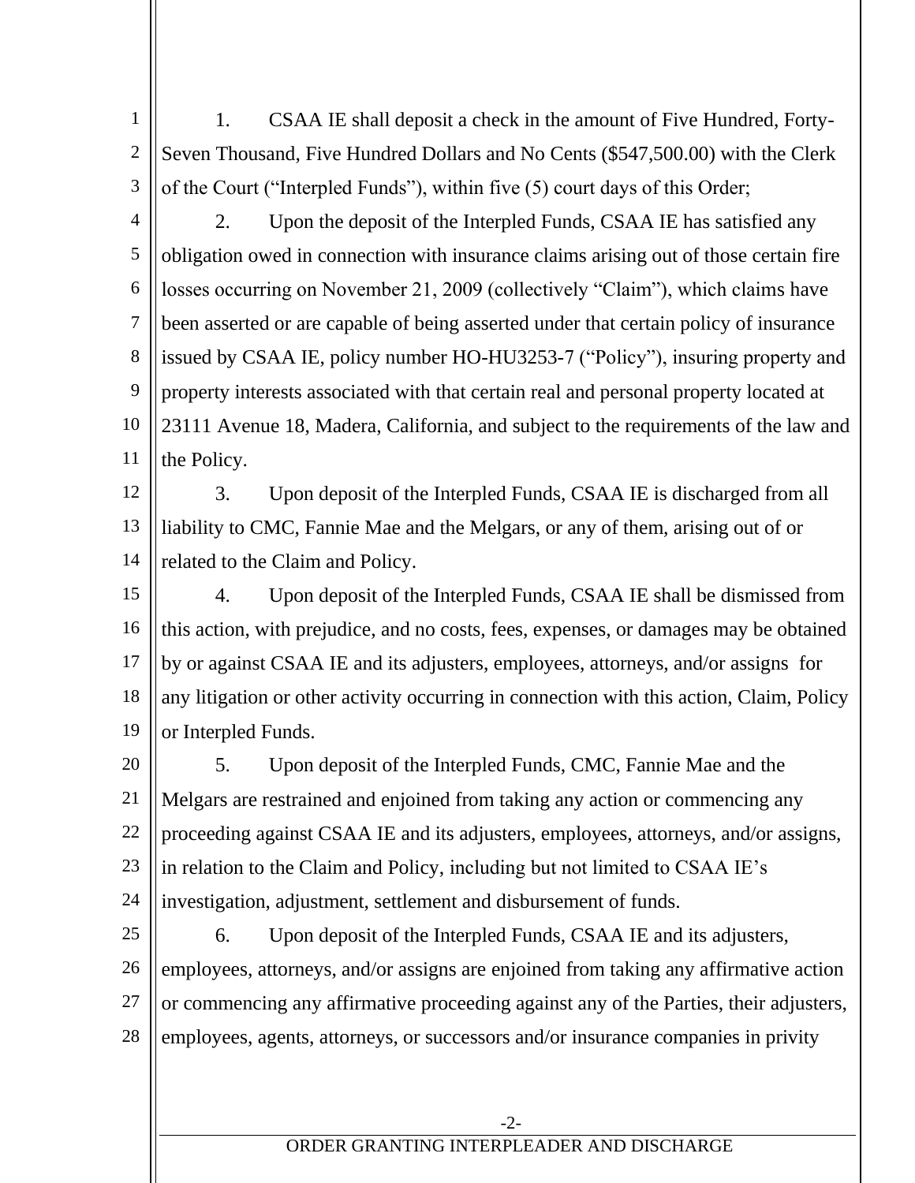1. CSAA IE shall deposit a check in the amount of Five Hundred, Forty-Seven Thousand, Five Hundred Dollars and No Cents ($547,500.00) with the Clerk of the Court ("Interpled Funds"), within five (5) court days of this Order;

2. Upon the deposit of the Interpled Funds, CSAA IE has satisfied any obligation owed in connection with insurance claims arising out of those certain fire losses occurring on November 21, 2009 (collectively "Claim"), which claims have been asserted or are capable of being asserted under that certain policy of insurance issued by CSAA IE, policy number HO-HU3253-7 ("Policy"), insuring property and property interests associated with that certain real and personal property located at 23111 Avenue 18, Madera, California, and subject to the requirements of the law and the Policy.

3. Upon deposit of the Interpled Funds, CSAA IE is discharged from all liability to CMC, Fannie Mae and the Melgars, or any of them, arising out of or related to the Claim and Policy.

4. Upon deposit of the Interpled Funds, CSAA IE shall be dismissed from this action, with prejudice, and no costs, fees, expenses, or damages may be obtained by or against CSAA IE and its adjusters, employees, attorneys, and/or assigns for any litigation or other activity occurring in connection with this action, Claim, Policy or Interpled Funds.

5. Upon deposit of the Interpled Funds, CMC, Fannie Mae and the Melgars are restrained and enjoined from taking any action or commencing any proceeding against CSAA IE and its adjusters, employees, attorneys, and/or assigns, in relation to the Claim and Policy, including but not limited to CSAA IE's investigation, adjustment, settlement and disbursement of funds.

6. Upon deposit of the Interpled Funds, CSAA IE and its adjusters, employees, attorneys, and/or assigns are enjoined from taking any affirmative action or commencing any affirmative proceeding against any of the Parties, their adjusters, employees, agents, attorneys, or successors and/or insurance companies in privity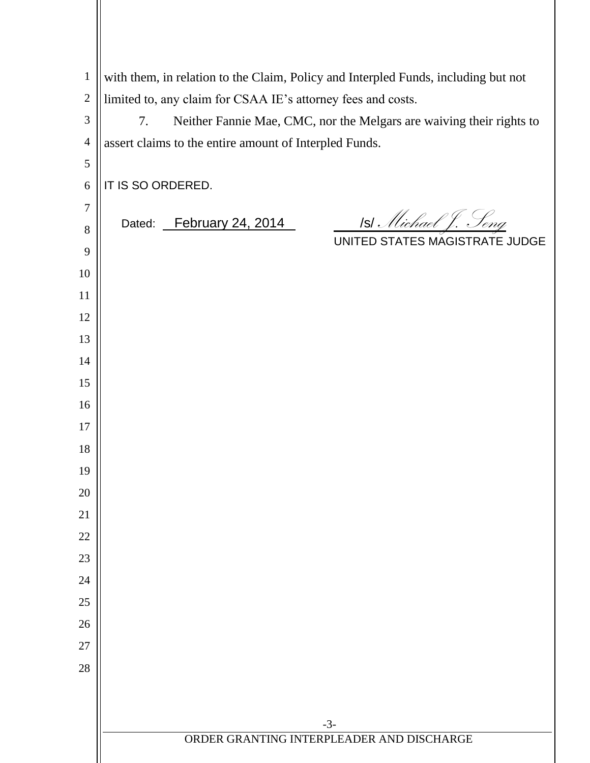with them, in relation to the Claim, Policy and Interpled Funds, including but not limited to, any claim for CSAA IE's attorney fees and costs.

7. Neither Fannie Mae, CMC, nor the Melgars are waiving their rights to assert claims to the entire amount of Interpled Funds.

IT IS SO ORDERED.

Dated: February 24, 2014

/s/ *Michael J. Seng*

UNITED STATES MAGISTRATE JUDGE